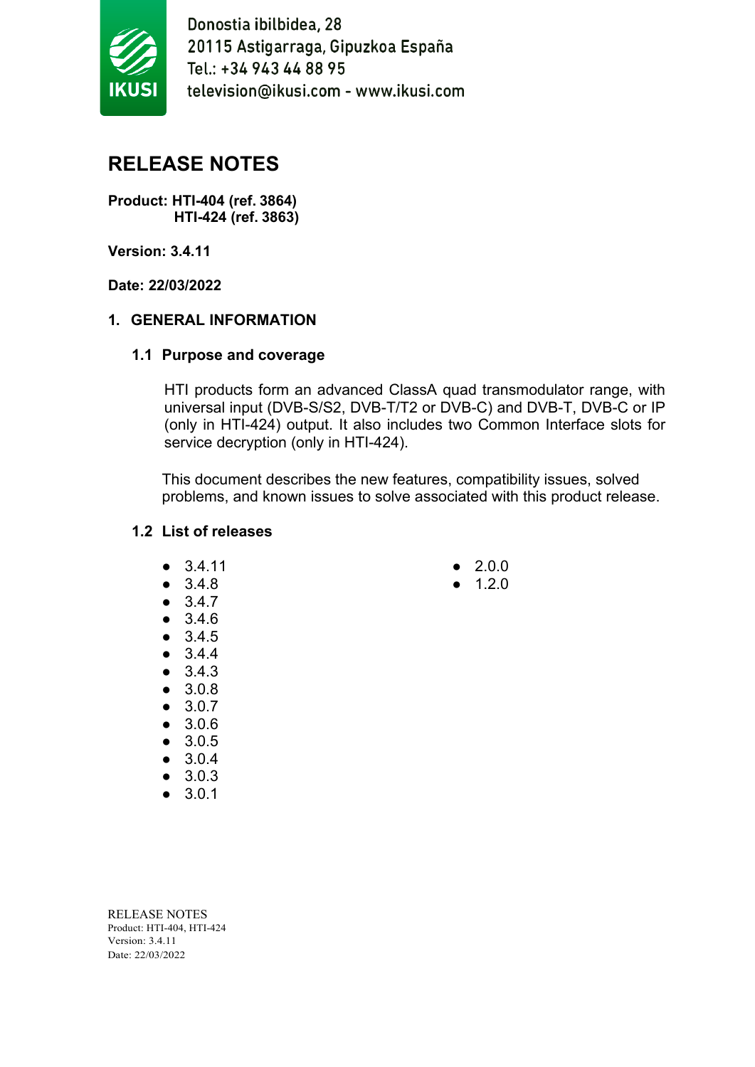Donostia ibilbidea, 28
20115 Astigarraga, Gipuzkoa España
Tel.: +34 943 44 88 95
television@ikusi.com - www.ikusi.com

# RELEASE NOTES

**Product: HTI-404 (ref. 3864)**
**HTI-424 (ref. 3863)**

**Version: 3.4.11**

**Date: 22/03/2022**

## 1. GENERAL INFORMATION

### 1.1 Purpose and coverage

HTI products form an advanced ClassA quad transmodulator range, with universal input (DVB-S/S2, DVB-T/T2 or DVB-C) and DVB-T, DVB-C or IP (only in HTI-424) output. It also includes two Common Interface slots for service decryption (only in HTI-424).

This document describes the new features, compatibility issues, solved problems, and known issues to solve associated with this product release.

### 1.2 List of releases

- 3.4.11
- 3.4.8
- 3.4.7
- 3.4.6
- 3.4.5
- 3.4.4
- 3.4.3
- 3.0.8
- 3.0.7
- 3.0.6
- 3.0.5
- 3.0.4
- 3.0.3
- 3.0.1
- 2.0.0
- 1.2.0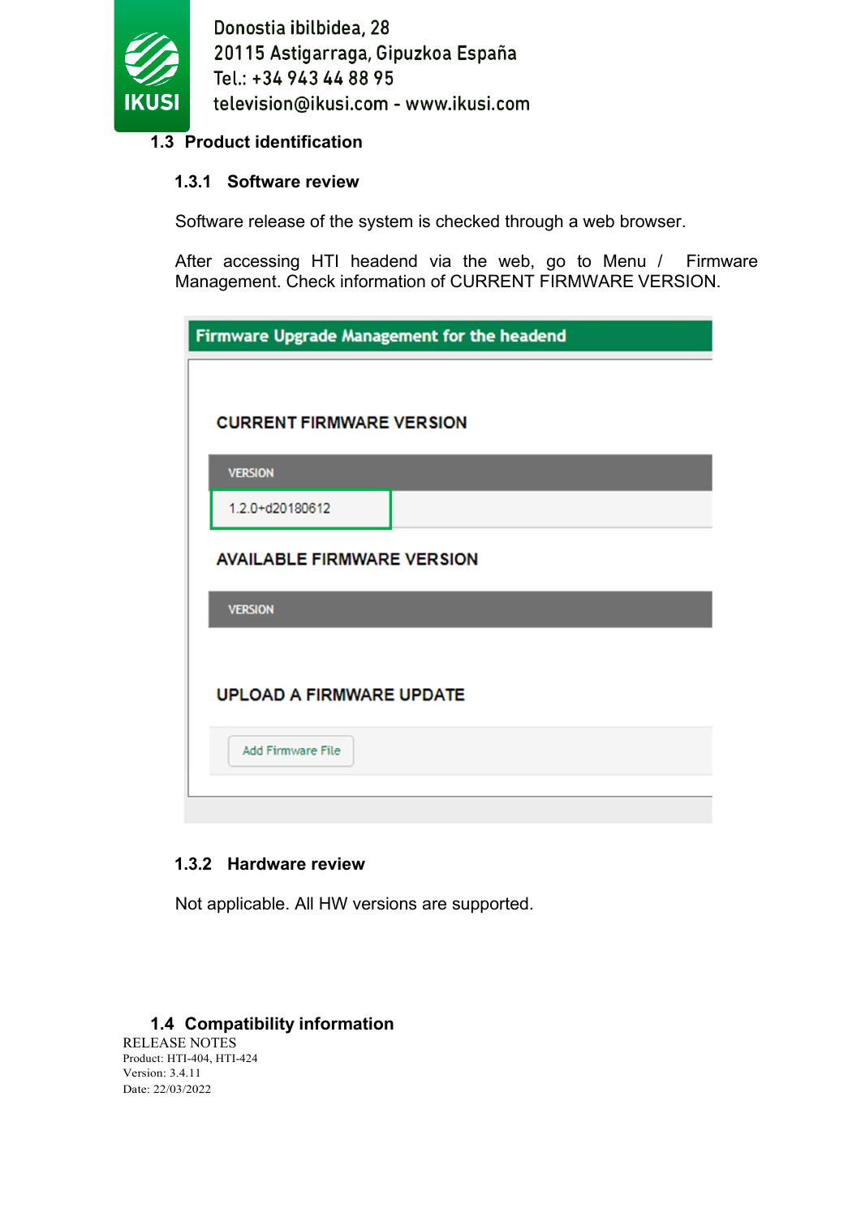### 1.3 Product identification

#### 1.3.1 Software review

Software release of the system is checked through a web browser.

After accessing HTI headend via the web, go to Menu / Firmware Management. Check information of CURRENT FIRMWARE VERSION.

**Firmware Upgrade Management for the headend**

**CURRENT FIRMWARE VERSION**

| VERSION |
|---|
| 1.2.0+d20180612 |

**AVAILABLE FIRMWARE VERSION**

| VERSION |
|---|

**UPLOAD A FIRMWARE UPDATE**

Add Firmware File

#### 1.3.2 Hardware review

Not applicable. All HW versions are supported.

### 1.4 Compatibility information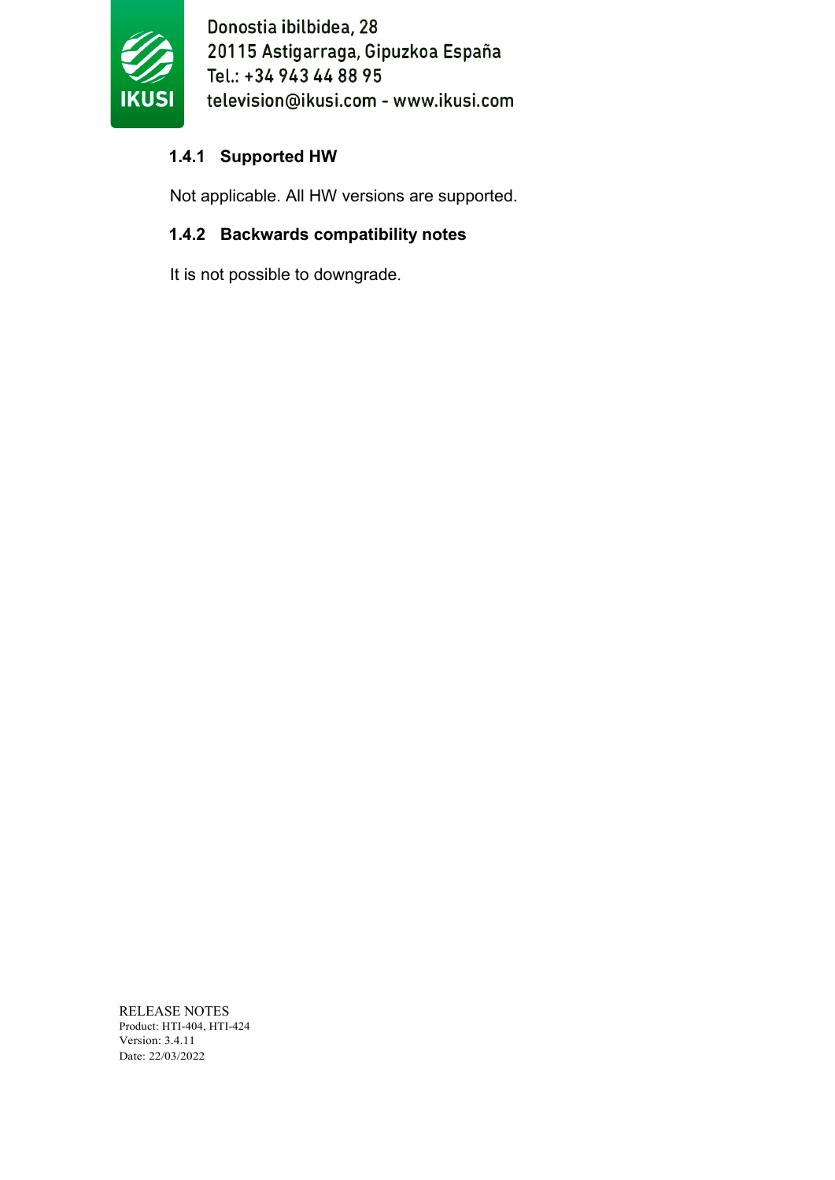### 1.4.1 Supported HW

Not applicable. All HW versions are supported.

### 1.4.2 Backwards compatibility notes

It is not possible to downgrade.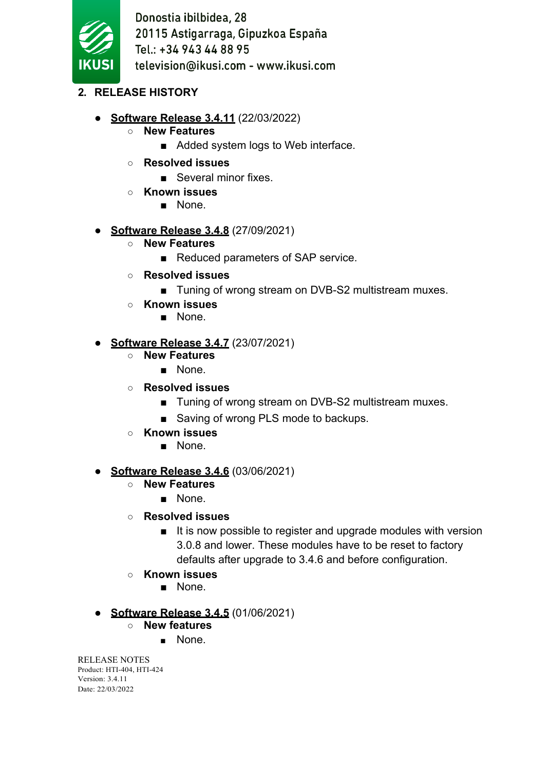## 2. RELEASE HISTORY

- **Software Release 3.4.11** (22/03/2022)
  - **New Features**
    - Added system logs to Web interface.
  - **Resolved issues**
    - Several minor fixes.
  - **Known issues**
    - None.

- **Software Release 3.4.8** (27/09/2021)
  - **New Features**
    - Reduced parameters of SAP service.
  - **Resolved issues**
    - Tuning of wrong stream on DVB-S2 multistream muxes.
  - **Known issues**
    - None.

- **Software Release 3.4.7** (23/07/2021)
  - **New Features**
    - None.
  - **Resolved issues**
    - Tuning of wrong stream on DVB-S2 multistream muxes.
    - Saving of wrong PLS mode to backups.
  - **Known issues**
    - None.

- **Software Release 3.4.6** (03/06/2021)
  - **New Features**
    - None.
  - **Resolved issues**
    - It is now possible to register and upgrade modules with version 3.0.8 and lower. These modules have to be reset to factory defaults after upgrade to 3.4.6 and before configuration.
  - **Known issues**
    - None.

- **Software Release 3.4.5** (01/06/2021)
  - **New features**
    - None.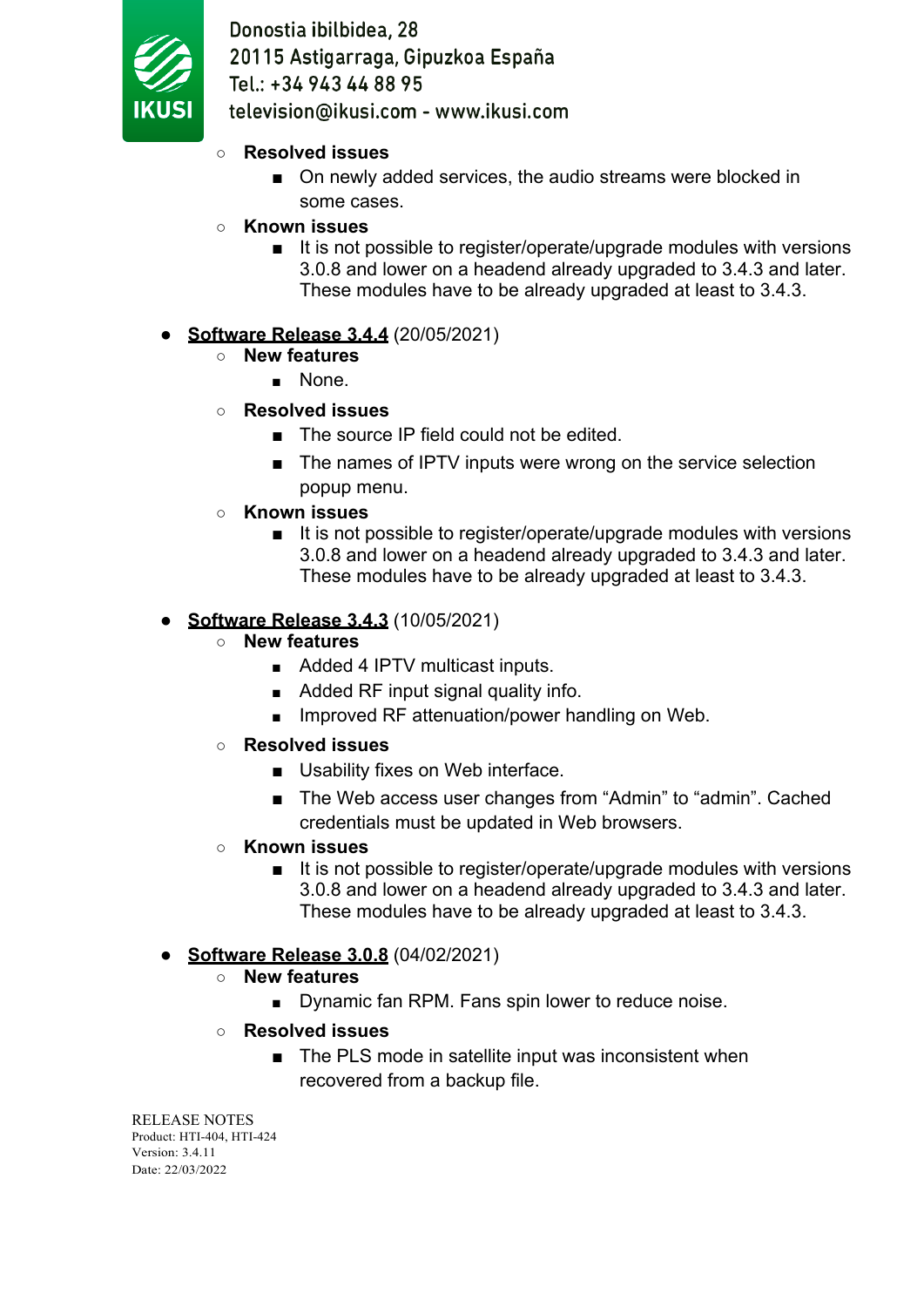- **Resolved issues**
  - On newly added services, the audio streams were blocked in some cases.
- **Known issues**
  - It is not possible to register/operate/upgrade modules with versions 3.0.8 and lower on a headend already upgraded to 3.4.3 and later. These modules have to be already upgraded at least to 3.4.3.

- **Software Release 3.4.4** (20/05/2021)
  - **New features**
    - None.
  - **Resolved issues**
    - The source IP field could not be edited.
    - The names of IPTV inputs were wrong on the service selection popup menu.
  - **Known issues**
    - It is not possible to register/operate/upgrade modules with versions 3.0.8 and lower on a headend already upgraded to 3.4.3 and later. These modules have to be already upgraded at least to 3.4.3.

- **Software Release 3.4.3** (10/05/2021)
  - **New features**
    - Added 4 IPTV multicast inputs.
    - Added RF input signal quality info.
    - Improved RF attenuation/power handling on Web.
  - **Resolved issues**
    - Usability fixes on Web interface.
    - The Web access user changes from “Admin” to “admin”. Cached credentials must be updated in Web browsers.
  - **Known issues**
    - It is not possible to register/operate/upgrade modules with versions 3.0.8 and lower on a headend already upgraded to 3.4.3 and later. These modules have to be already upgraded at least to 3.4.3.

- **Software Release 3.0.8** (04/02/2021)
  - **New features**
    - Dynamic fan RPM. Fans spin lower to reduce noise.
  - **Resolved issues**
    - The PLS mode in satellite input was inconsistent when recovered from a backup file.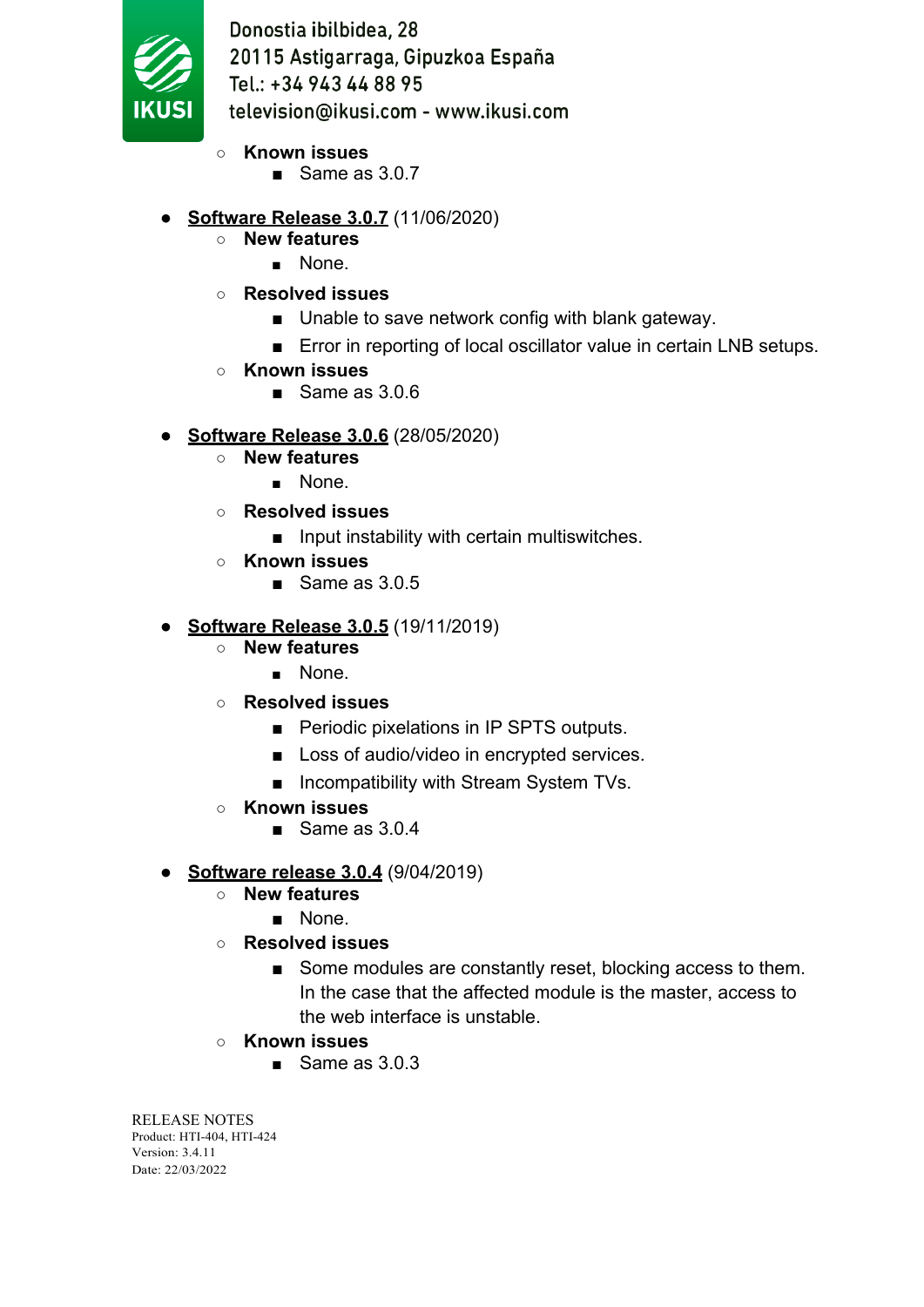- **Known issues**
    - Same as 3.0.7

- **Software Release 3.0.7** (11/06/2020)
    - **New features**
        - None.
    - **Resolved issues**
        - Unable to save network config with blank gateway.
        - Error in reporting of local oscillator value in certain LNB setups.
    - **Known issues**
        - Same as 3.0.6

- **Software Release 3.0.6** (28/05/2020)
    - **New features**
        - None.
    - **Resolved issues**
        - Input instability with certain multiswitches.
    - **Known issues**
        - Same as 3.0.5

- **Software Release 3.0.5** (19/11/2019)
    - **New features**
        - None.
    - **Resolved issues**
        - Periodic pixelations in IP SPTS outputs.
        - Loss of audio/video in encrypted services.
        - Incompatibility with Stream System TVs.
    - **Known issues**
        - Same as 3.0.4

- **Software release 3.0.4** (9/04/2019)
    - **New features**
        - None.
    - **Resolved issues**
        - Some modules are constantly reset, blocking access to them. In the case that the affected module is the master, access to the web interface is unstable.
    - **Known issues**
        - Same as 3.0.3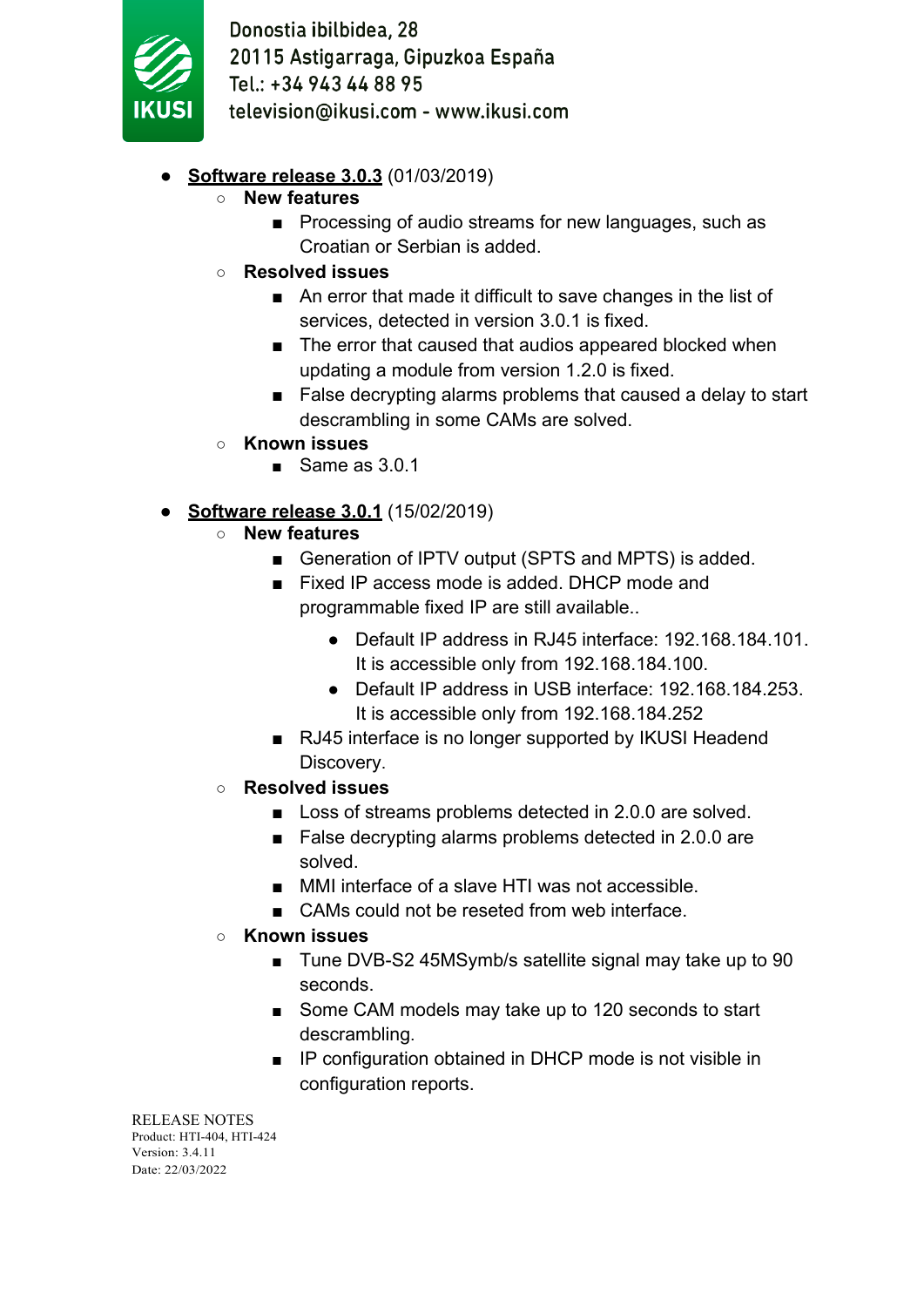- **Software release 3.0.3** (01/03/2019)
  - **New features**
    - Processing of audio streams for new languages, such as Croatian or Serbian is added.
  - **Resolved issues**
    - An error that made it difficult to save changes in the list of services, detected in version 3.0.1 is fixed.
    - The error that caused that audios appeared blocked when updating a module from version 1.2.0 is fixed.
    - False decrypting alarms problems that caused a delay to start descrambling in some CAMs are solved.
  - **Known issues**
    - Same as 3.0.1

- **Software release 3.0.1** (15/02/2019)
  - **New features**
    - Generation of IPTV output (SPTS and MPTS) is added.
    - Fixed IP access mode is added. DHCP mode and programmable fixed IP are still available..
      - Default IP address in RJ45 interface: 192.168.184.101. It is accessible only from 192.168.184.100.
      - Default IP address in USB interface: 192.168.184.253. It is accessible only from 192.168.184.252
    - RJ45 interface is no longer supported by IKUSI Headend Discovery.
  - **Resolved issues**
    - Loss of streams problems detected in 2.0.0 are solved.
    - False decrypting alarms problems detected in 2.0.0 are solved.
    - MMI interface of a slave HTI was not accessible.
    - CAMs could not be reseted from web interface.
  - **Known issues**
    - Tune DVB-S2 45MSymb/s satellite signal may take up to 90 seconds.
    - Some CAM models may take up to 120 seconds to start descrambling.
    - IP configuration obtained in DHCP mode is not visible in configuration reports.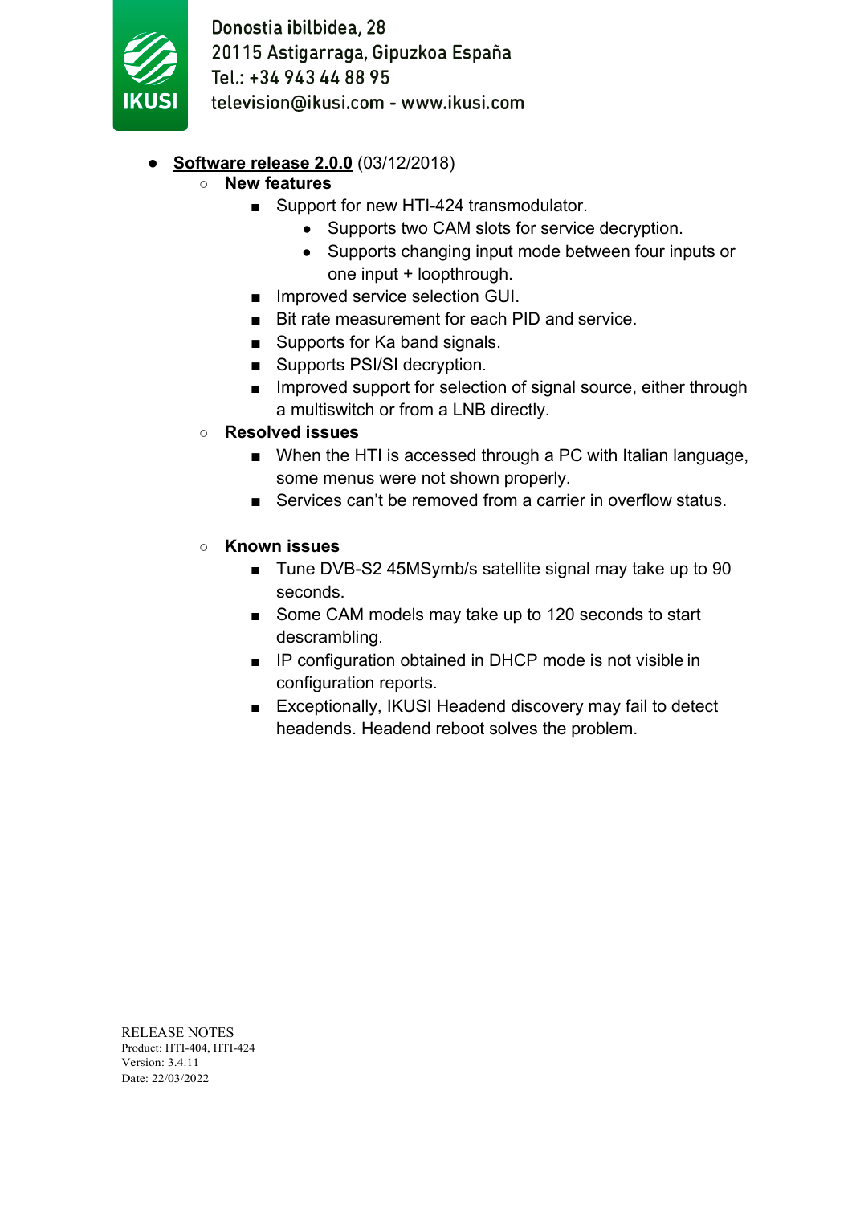- **Software release 2.0.0** (03/12/2018)
  - **New features**
    - Support for new HTI-424 transmodulator.
      - Supports two CAM slots for service decryption.
      - Supports changing input mode between four inputs or one input + loopthrough.
    - Improved service selection GUI.
    - Bit rate measurement for each PID and service.
    - Supports for Ka band signals.
    - Supports PSI/SI decryption.
    - Improved support for selection of signal source, either through a multiswitch or from a LNB directly.
  - **Resolved issues**
    - When the HTI is accessed through a PC with Italian language, some menus were not shown properly.
    - Services can't be removed from a carrier in overflow status.
  - **Known issues**
    - Tune DVB-S2 45MSymb/s satellite signal may take up to 90 seconds.
    - Some CAM models may take up to 120 seconds to start descrambling.
    - IP configuration obtained in DHCP mode is not visible in configuration reports.
    - Exceptionally, IKUSI Headend discovery may fail to detect headends. Headend reboot solves the problem.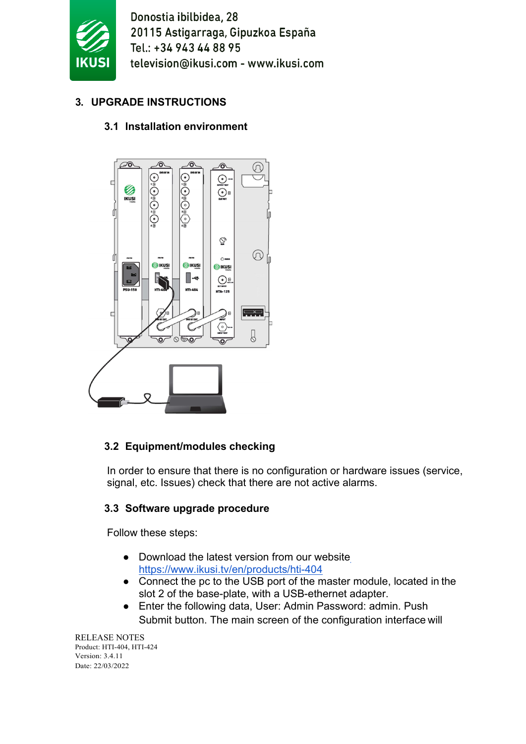## 3. UPGRADE INSTRUCTIONS

### 3.1 Installation environment

### 3.2 Equipment/modules checking

In order to ensure that there is no configuration or hardware issues (service, signal, etc. Issues) check that there are not active alarms.

### 3.3 Software upgrade procedure

Follow these steps:

- Download the latest version from our website https://www.ikusi.tv/en/products/hti-404
- Connect the pc to the USB port of the master module, located in the slot 2 of the base-plate, with a USB-ethernet adapter.
- Enter the following data, User: Admin Password: admin. Push Submit button. The main screen of the configuration interface will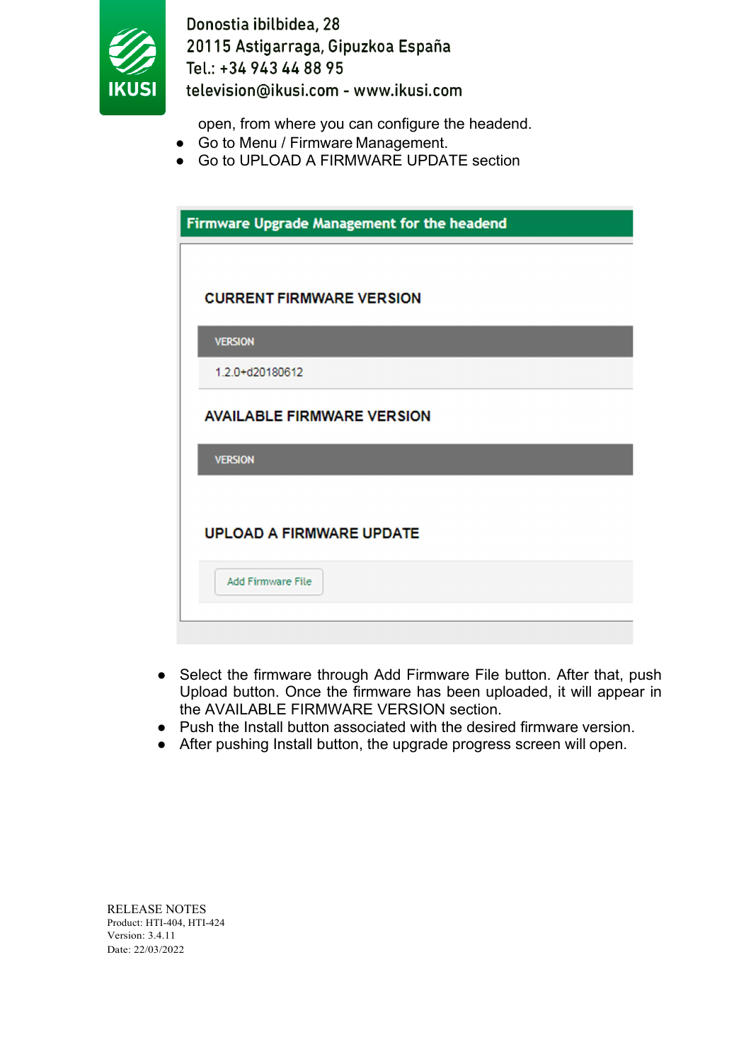open, from where you can configure the headend.

- Go to Menu / Firmware Management.
- Go to UPLOAD A FIRMWARE UPDATE section

**Firmware Upgrade Management for the headend**

**CURRENT FIRMWARE VERSION**

| VERSION |
|---|
| 1.2.0+d20180612 |

**AVAILABLE FIRMWARE VERSION**

| VERSION |
|---|

**UPLOAD A FIRMWARE UPDATE**

Add Firmware File

- Select the firmware through Add Firmware File button. After that, push Upload button. Once the firmware has been uploaded, it will appear in the AVAILABLE FIRMWARE VERSION section.
- Push the Install button associated with the desired firmware version.
- After pushing Install button, the upgrade progress screen will open.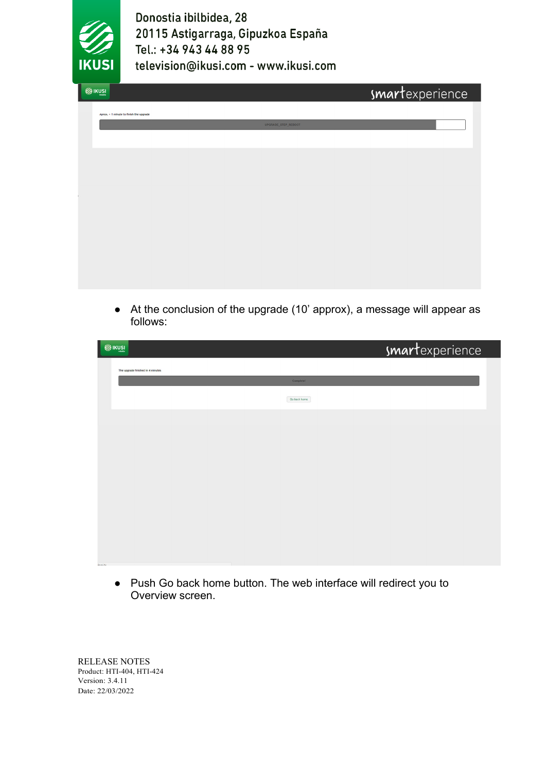- At the conclusion of the upgrade (10' approx), a message will appear as follows:

- Push Go back home button. The web interface will redirect you to Overview screen.